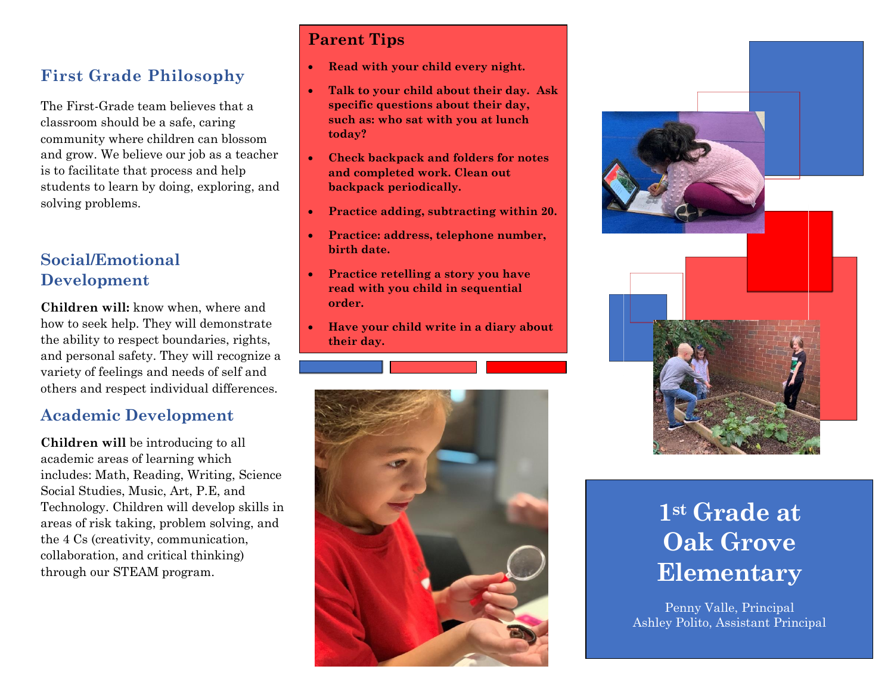## First Grade Philosophy

The First-Grade team believes that a classroom should be a safe, caring community where children can blossom and grow. We believe our job as a teacher is to facilitate that process and help students to learn by doing, exploring, and solving problems.

## Social/Emotional Development

**Children will:** know when, where and how to seek help. They will demonstrate the ability to respect boundaries, rights, and personal safety. They will recognize a variety of feelings and needs of self and others and respect individual differences.

## Academic Development

**Children will** be introducing to all academic areas of learning which includes: Math, Reading, Writing, Science Social Studies, Music, Art, P.E, and Technology. Children will develop skills in areas of risk taking, problem solving, and the 4 Cs (creativity, communication, collaboration, and critical thinking) through our STEAM program.

## Parent Tips

- **Read with your child every night.**
- **Talk to your child about their day. Ask specific questions about their day, such as: who sat with you at lunch today?**
- **Check backpack and folders for notes and completed work. Clean out backpack periodically.**
- **Practice adding, subtracting within 20.**
- **Practice: address, telephone number, birth date.**
- **Practice retelling a story you have read with you child in sequential order.**
- **Have your child write in a diary about their day.**

# 1st Grade at Oak Grove Elementary

Penny Valle, Principal
Ashley Polito, Assistant Principal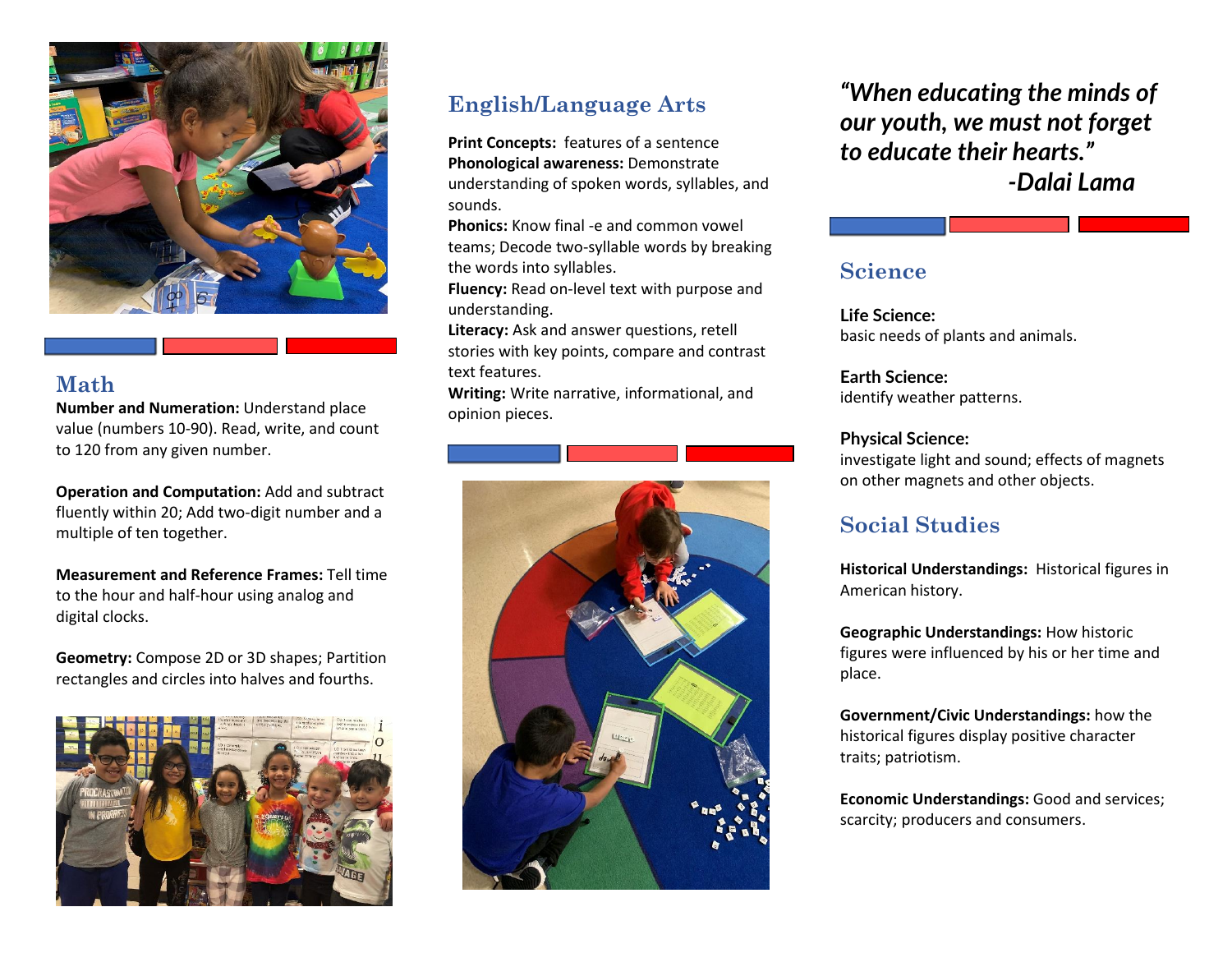## Math

**Number and Numeration:** Understand place value (numbers 10-90). Read, write, and count to 120 from any given number.

**Operation and Computation:** Add and subtract fluently within 20; Add two-digit number and a multiple of ten together.

**Measurement and Reference Frames:** Tell time to the hour and half-hour using analog and digital clocks.

**Geometry:** Compose 2D or 3D shapes; Partition rectangles and circles into halves and fourths.

## English/Language Arts

**Print Concepts:** features of a sentence
**Phonological awareness:** Demonstrate understanding of spoken words, syllables, and sounds.
**Phonics:** Know final -e and common vowel teams; Decode two-syllable words by breaking the words into syllables.
**Fluency:** Read on-level text with purpose and understanding.
**Literacy:** Ask and answer questions, retell stories with key points, compare and contrast text features.
**Writing:** Write narrative, informational, and opinion pieces.

***"When educating the minds of our youth, we must not forget to educate their hearts."***
***-Dalai Lama***

## Science

**Life Science:**
basic needs of plants and animals.

**Earth Science:**
identify weather patterns.

**Physical Science:**
investigate light and sound; effects of magnets on other magnets and other objects.

## Social Studies

**Historical Understandings:** Historical figures in American history.

**Geographic Understandings:** How historic figures were influenced by his or her time and place.

**Government/Civic Understandings:** how the historical figures display positive character traits; patriotism.

**Economic Understandings:** Good and services; scarcity; producers and consumers.